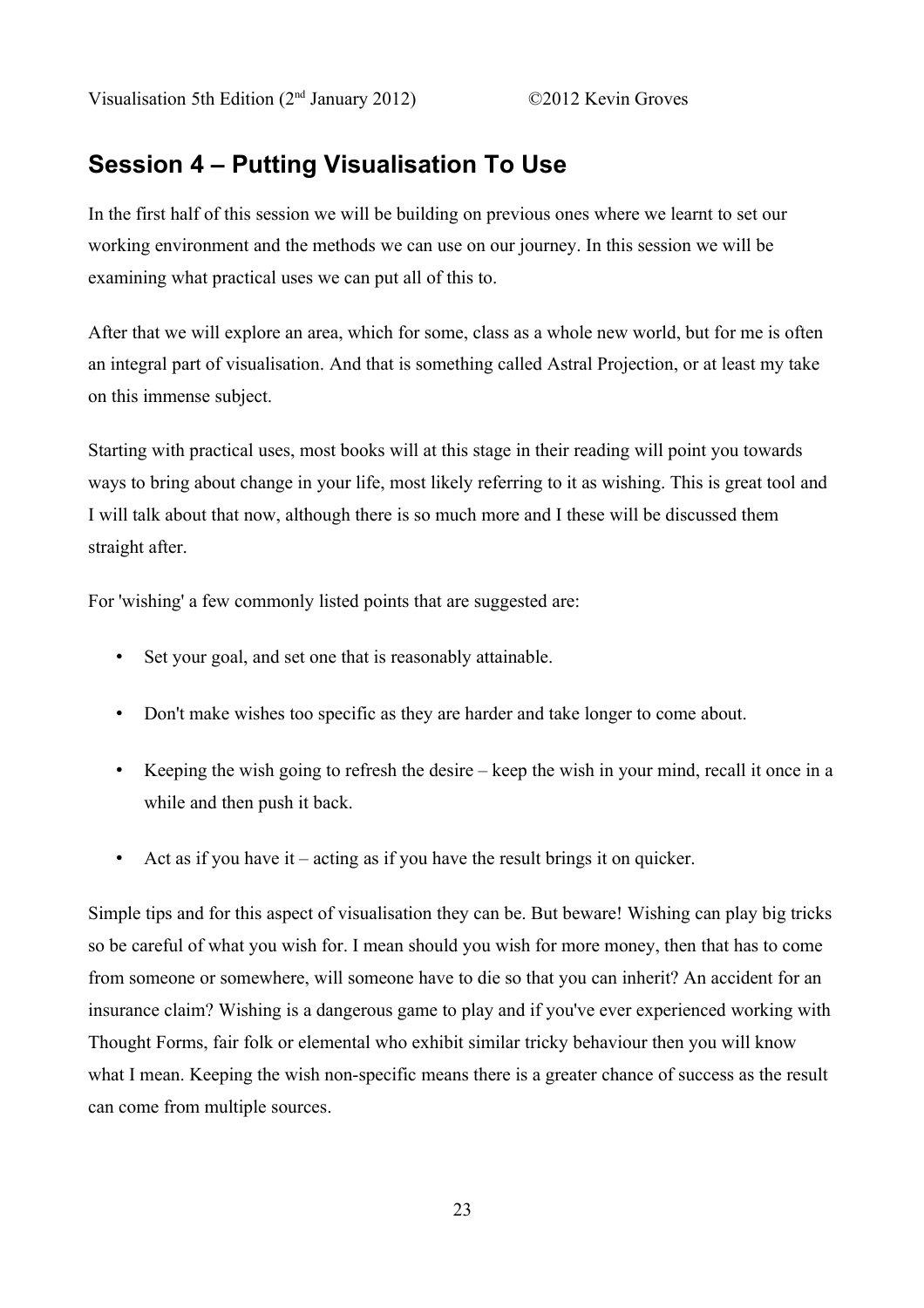## Session 4 – Putting Visualisation To Use

In the first half of this session we will be building on previous ones where we learnt to set our working environment and the methods we can use on our journey. In this session we will be examining what practical uses we can put all of this to.

After that we will explore an area, which for some, class as a whole new world, but for me is often an integral part of visualisation. And that is something called Astral Projection, or at least my take on this immense subject.

Starting with practical uses, most books will at this stage in their reading will point you towards ways to bring about change in your life, most likely referring to it as wishing. This is great tool and I will talk about that now, although there is so much more and I these will be discussed them straight after.

For 'wishing' a few commonly listed points that are suggested are:

- Set your goal, and set one that is reasonably attainable.
- Don't make wishes too specific as they are harder and take longer to come about.
- Keeping the wish going to refresh the desire – keep the wish in your mind, recall it once in a while and then push it back.
- Act as if you have it – acting as if you have the result brings it on quicker.

Simple tips and for this aspect of visualisation they can be. But beware! Wishing can play big tricks so be careful of what you wish for. I mean should you wish for more money, then that has to come from someone or somewhere, will someone have to die so that you can inherit? An accident for an insurance claim? Wishing is a dangerous game to play and if you've ever experienced working with Thought Forms, fair folk or elemental who exhibit similar tricky behaviour then you will know what I mean. Keeping the wish non-specific means there is a greater chance of success as the result can come from multiple sources.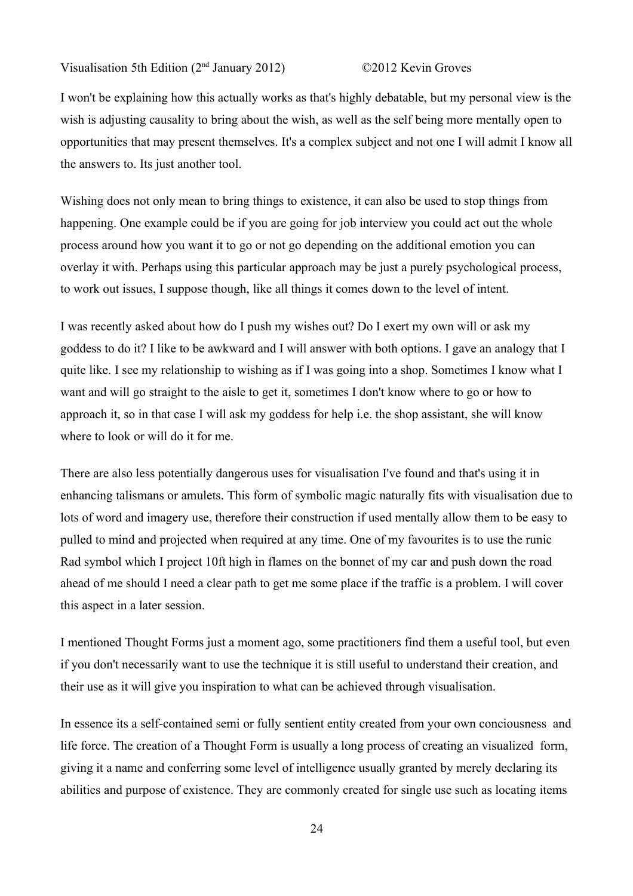I won't be explaining how this actually works as that's highly debatable, but my personal view is the wish is adjusting causality to bring about the wish, as well as the self being more mentally open to opportunities that may present themselves. It's a complex subject and not one I will admit I know all the answers to. Its just another tool.

Wishing does not only mean to bring things to existence, it can also be used to stop things from happening. One example could be if you are going for job interview you could act out the whole process around how you want it to go or not go depending on the additional emotion you can overlay it with. Perhaps using this particular approach may be just a purely psychological process, to work out issues, I suppose though, like all things it comes down to the level of intent.

I was recently asked about how do I push my wishes out? Do I exert my own will or ask my goddess to do it? I like to be awkward and I will answer with both options. I gave an analogy that I quite like. I see my relationship to wishing as if I was going into a shop. Sometimes I know what I want and will go straight to the aisle to get it, sometimes I don't know where to go or how to approach it, so in that case I will ask my goddess for help i.e. the shop assistant, she will know where to look or will do it for me.

There are also less potentially dangerous uses for visualisation I've found and that's using it in enhancing talismans or amulets. This form of symbolic magic naturally fits with visualisation due to lots of word and imagery use, therefore their construction if used mentally allow them to be easy to pulled to mind and projected when required at any time. One of my favourites is to use the runic Rad symbol which I project 10ft high in flames on the bonnet of my car and push down the road ahead of me should I need a clear path to get me some place if the traffic is a problem. I will cover this aspect in a later session.

I mentioned Thought Forms just a moment ago, some practitioners find them a useful tool, but even if you don't necessarily want to use the technique it is still useful to understand their creation, and their use as it will give you inspiration to what can be achieved through visualisation.

In essence its a self-contained semi or fully sentient entity created from your own conciousness and life force. The creation of a Thought Form is usually a long process of creating an visualized form, giving it a name and conferring some level of intelligence usually granted by merely declaring its abilities and purpose of existence. They are commonly created for single use such as locating items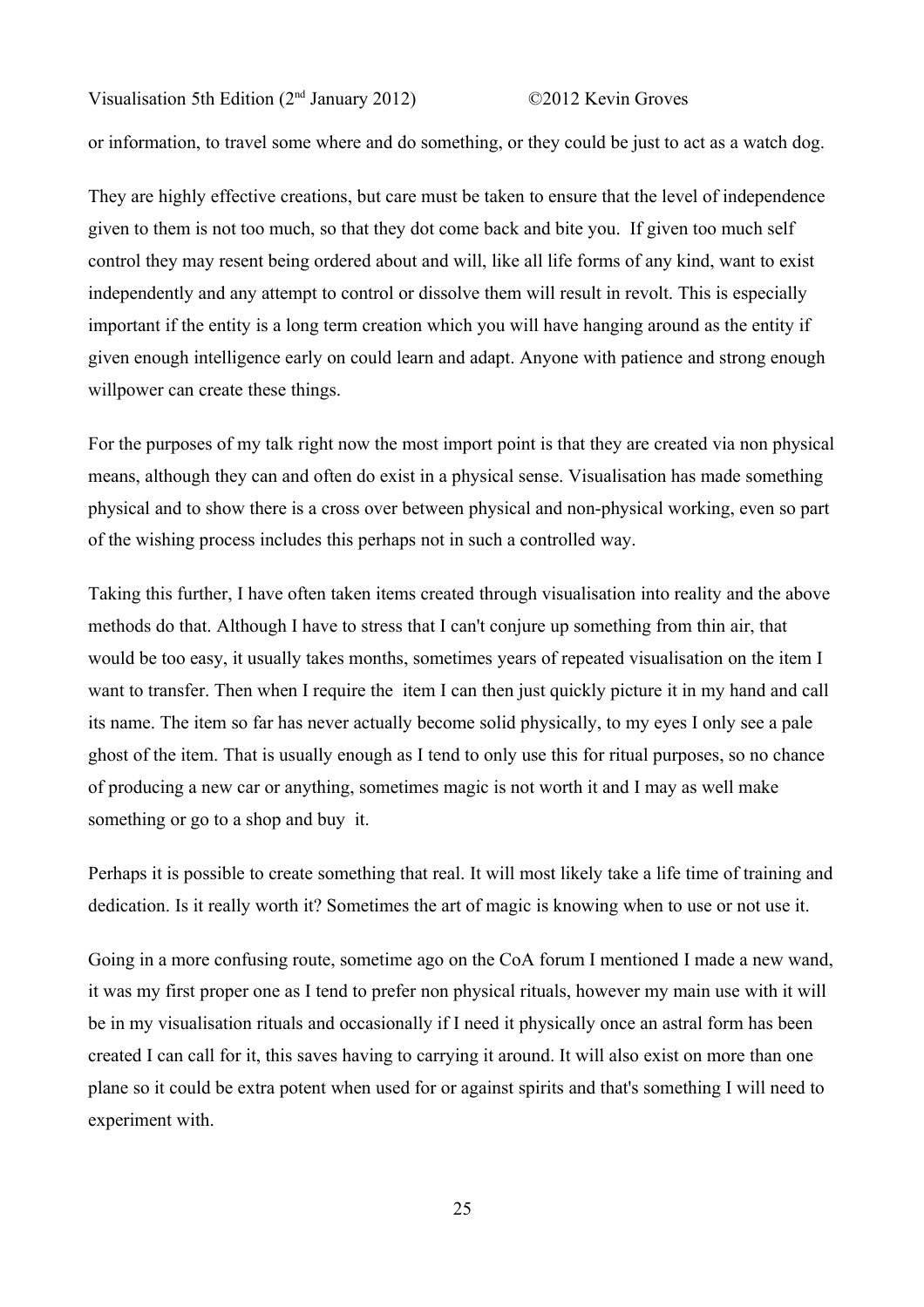or information, to travel some where and do something, or they could be just to act as a watch dog.

They are highly effective creations, but care must be taken to ensure that the level of independence given to them is not too much, so that they dot come back and bite you. If given too much self control they may resent being ordered about and will, like all life forms of any kind, want to exist independently and any attempt to control or dissolve them will result in revolt. This is especially important if the entity is a long term creation which you will have hanging around as the entity if given enough intelligence early on could learn and adapt. Anyone with patience and strong enough willpower can create these things.

For the purposes of my talk right now the most import point is that they are created via non physical means, although they can and often do exist in a physical sense. Visualisation has made something physical and to show there is a cross over between physical and non-physical working, even so part of the wishing process includes this perhaps not in such a controlled way.

Taking this further, I have often taken items created through visualisation into reality and the above methods do that. Although I have to stress that I can't conjure up something from thin air, that would be too easy, it usually takes months, sometimes years of repeated visualisation on the item I want to transfer. Then when I require the item I can then just quickly picture it in my hand and call its name. The item so far has never actually become solid physically, to my eyes I only see a pale ghost of the item. That is usually enough as I tend to only use this for ritual purposes, so no chance of producing a new car or anything, sometimes magic is not worth it and I may as well make something or go to a shop and buy it.

Perhaps it is possible to create something that real. It will most likely take a life time of training and dedication. Is it really worth it? Sometimes the art of magic is knowing when to use or not use it.

Going in a more confusing route, sometime ago on the CoA forum I mentioned I made a new wand, it was my first proper one as I tend to prefer non physical rituals, however my main use with it will be in my visualisation rituals and occasionally if I need it physically once an astral form has been created I can call for it, this saves having to carrying it around. It will also exist on more than one plane so it could be extra potent when used for or against spirits and that's something I will need to experiment with.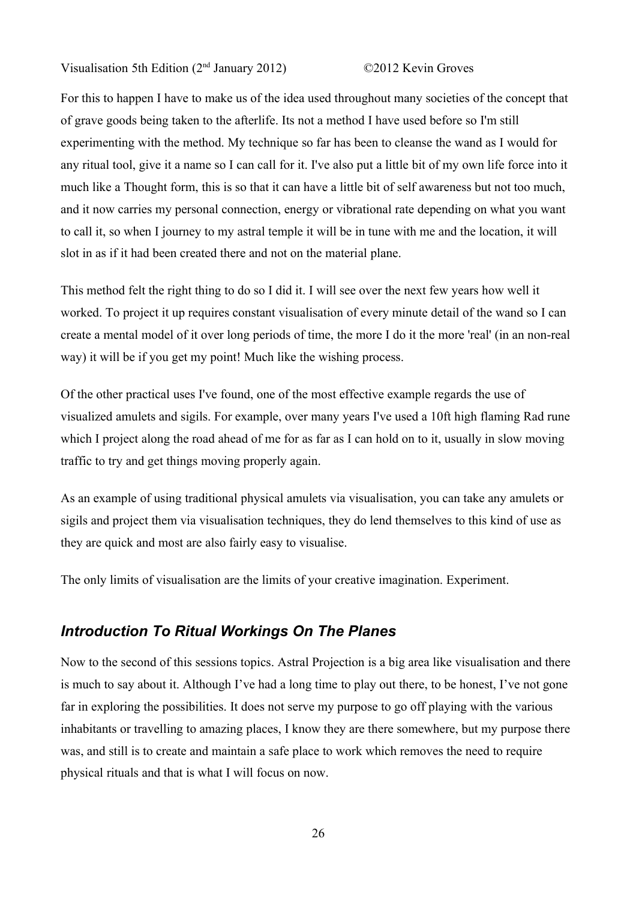For this to happen I have to make us of the idea used throughout many societies of the concept that of grave goods being taken to the afterlife. Its not a method I have used before so I'm still experimenting with the method. My technique so far has been to cleanse the wand as I would for any ritual tool, give it a name so I can call for it. I've also put a little bit of my own life force into it much like a Thought form, this is so that it can have a little bit of self awareness but not too much, and it now carries my personal connection, energy or vibrational rate depending on what you want to call it, so when I journey to my astral temple it will be in tune with me and the location, it will slot in as if it had been created there and not on the material plane.

This method felt the right thing to do so I did it. I will see over the next few years how well it worked. To project it up requires constant visualisation of every minute detail of the wand so I can create a mental model of it over long periods of time, the more I do it the more 'real' (in an non-real way) it will be if you get my point! Much like the wishing process.

Of the other practical uses I've found, one of the most effective example regards the use of visualized amulets and sigils. For example, over many years I've used a 10ft high flaming Rad rune which I project along the road ahead of me for as far as I can hold on to it, usually in slow moving traffic to try and get things moving properly again.

As an example of using traditional physical amulets via visualisation, you can take any amulets or sigils and project them via visualisation techniques, they do lend themselves to this kind of use as they are quick and most are also fairly easy to visualise.

The only limits of visualisation are the limits of your creative imagination. Experiment.

## *Introduction To Ritual Workings On The Planes*

Now to the second of this sessions topics. Astral Projection is a big area like visualisation and there is much to say about it. Although I've had a long time to play out there, to be honest, I've not gone far in exploring the possibilities. It does not serve my purpose to go off playing with the various inhabitants or travelling to amazing places, I know they are there somewhere, but my purpose there was, and still is to create and maintain a safe place to work which removes the need to require physical rituals and that is what I will focus on now.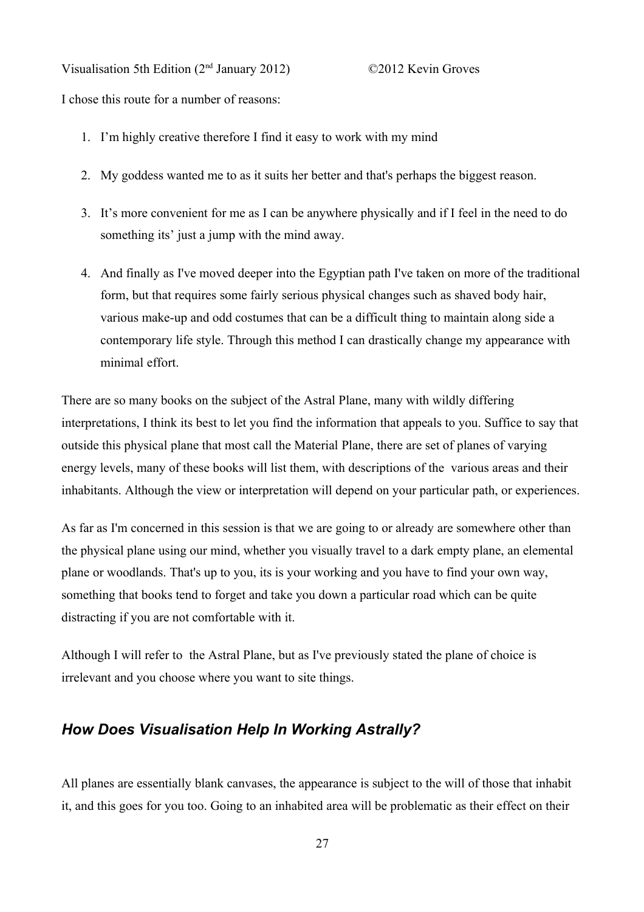I chose this route for a number of reasons:

1. I'm highly creative therefore I find it easy to work with my mind
2. My goddess wanted me to as it suits her better and that's perhaps the biggest reason.
3. It's more convenient for me as I can be anywhere physically and if I feel in the need to do something its' just a jump with the mind away.
4. And finally as I've moved deeper into the Egyptian path I've taken on more of the traditional form, but that requires some fairly serious physical changes such as shaved body hair, various make-up and odd costumes that can be a difficult thing to maintain along side a contemporary life style. Through this method I can drastically change my appearance with minimal effort.

There are so many books on the subject of the Astral Plane, many with wildly differing interpretations, I think its best to let you find the information that appeals to you. Suffice to say that outside this physical plane that most call the Material Plane, there are set of planes of varying energy levels, many of these books will list them, with descriptions of the various areas and their inhabitants. Although the view or interpretation will depend on your particular path, or experiences.

As far as I'm concerned in this session is that we are going to or already are somewhere other than the physical plane using our mind, whether you visually travel to a dark empty plane, an elemental plane or woodlands. That's up to you, its is your working and you have to find your own way, something that books tend to forget and take you down a particular road which can be quite distracting if you are not comfortable with it.

Although I will refer to the Astral Plane, but as I've previously stated the plane of choice is irrelevant and you choose where you want to site things.

## *How Does Visualisation Help In Working Astrally?*

All planes are essentially blank canvases, the appearance is subject to the will of those that inhabit it, and this goes for you too. Going to an inhabited area will be problematic as their effect on their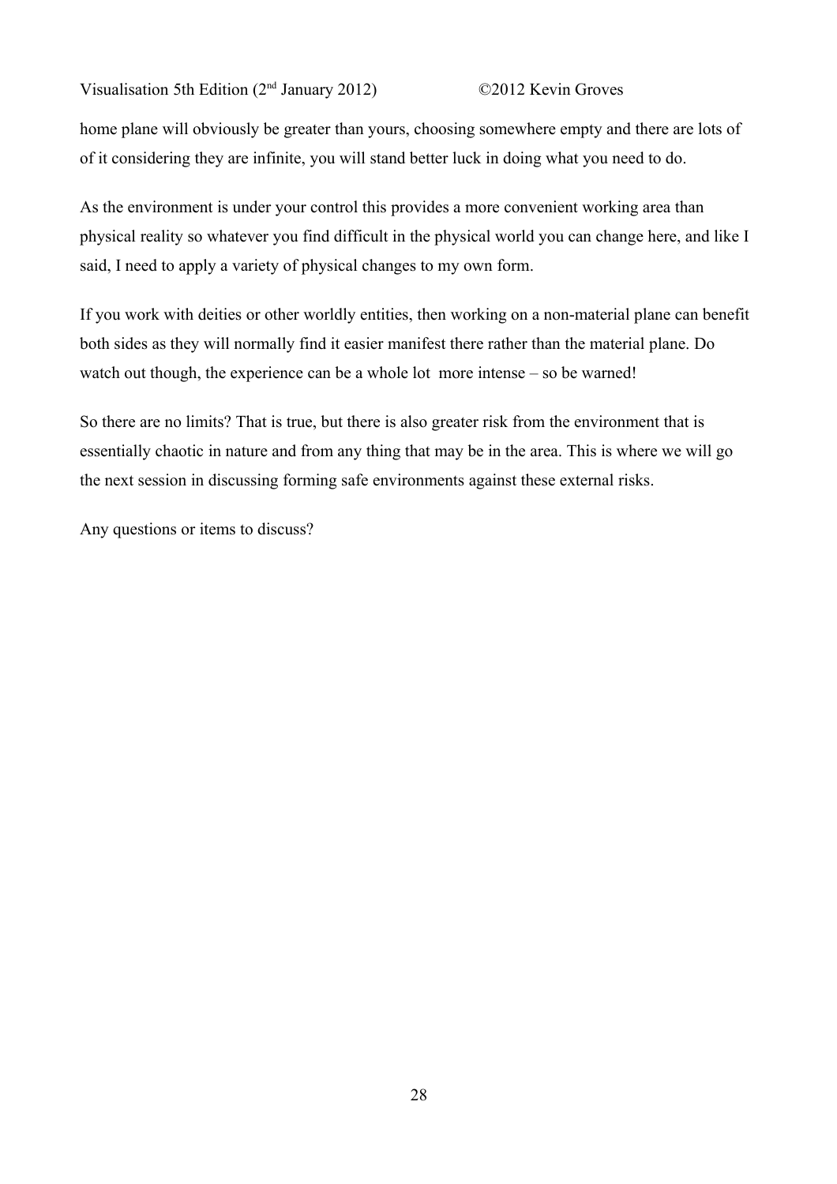home plane will obviously be greater than yours, choosing somewhere empty and there are lots of of it considering they are infinite, you will stand better luck in doing what you need to do.

As the environment is under your control this provides a more convenient working area than physical reality so whatever you find difficult in the physical world you can change here, and like I said, I need to apply a variety of physical changes to my own form.

If you work with deities or other worldly entities, then working on a non-material plane can benefit both sides as they will normally find it easier manifest there rather than the material plane. Do watch out though, the experience can be a whole lot  more intense – so be warned!

So there are no limits? That is true, but there is also greater risk from the environment that is essentially chaotic in nature and from any thing that may be in the area. This is where we will go the next session in discussing forming safe environments against these external risks.

Any questions or items to discuss?